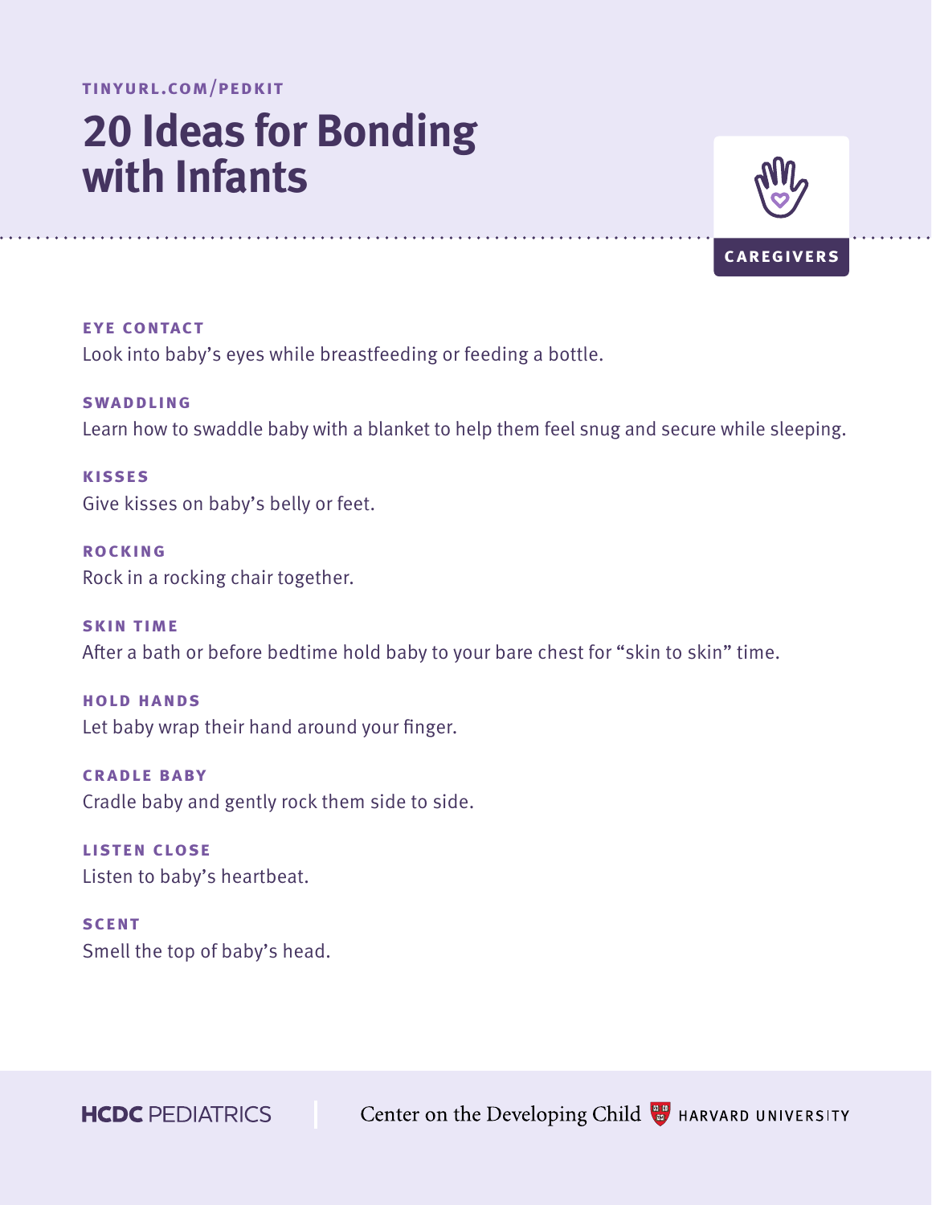TINYURL.COM/PEDKIT

# 20 Ideas for Bonding with Infants

CAREGIVERS

**EYE CONTACT**
Look into baby's eyes while breastfeeding or feeding a bottle.

**SWADDLING**
Learn how to swaddle baby with a blanket to help them feel snug and secure while sleeping.

**KISSES**
Give kisses on baby's belly or feet.

**ROCKING**
Rock in a rocking chair together.

**SKIN TIME**
After a bath or before bedtime hold baby to your bare chest for "skin to skin" time.

**HOLD HANDS**
Let baby wrap their hand around your finger.

**CRADLE BABY**
Cradle baby and gently rock them side to side.

**LISTEN CLOSE**
Listen to baby's heartbeat.

**SCENT**
Smell the top of baby's head.

HCDC PEDIATRICS | Center on the Developing Child HARVARD UNIVERSITY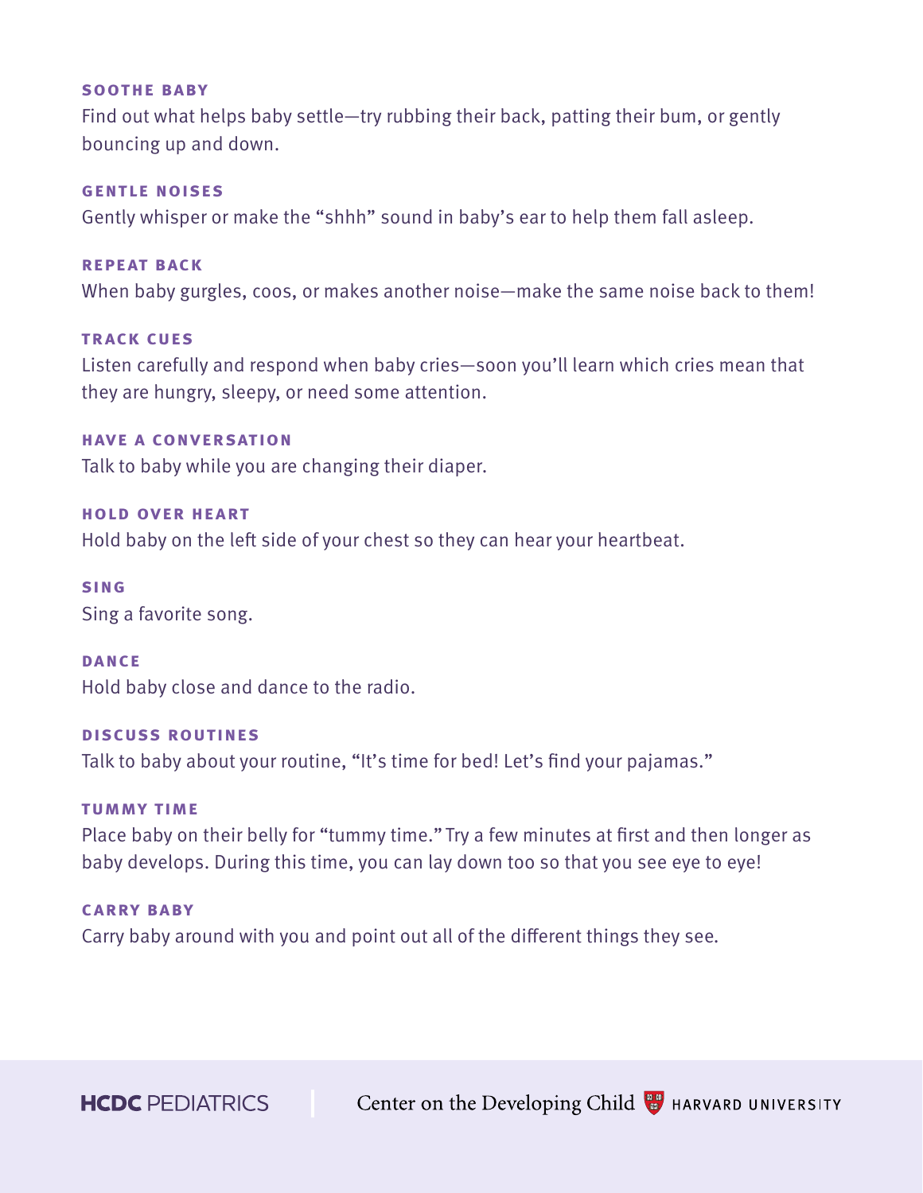**SOOTHE BABY**
Find out what helps baby settle—try rubbing their back, patting their bum, or gently bouncing up and down.

**GENTLE NOISES**
Gently whisper or make the "shhh" sound in baby's ear to help them fall asleep.

**REPEAT BACK**
When baby gurgles, coos, or makes another noise—make the same noise back to them!

**TRACK CUES**
Listen carefully and respond when baby cries—soon you'll learn which cries mean that they are hungry, sleepy, or need some attention.

**HAVE A CONVERSATION**
Talk to baby while you are changing their diaper.

**HOLD OVER HEART**
Hold baby on the left side of your chest so they can hear your heartbeat.

**SING**
Sing a favorite song.

**DANCE**
Hold baby close and dance to the radio.

**DISCUSS ROUTINES**
Talk to baby about your routine, "It's time for bed! Let's find your pajamas."

**TUMMY TIME**
Place baby on their belly for "tummy time." Try a few minutes at first and then longer as baby develops. During this time, you can lay down too so that you see eye to eye!

**CARRY BABY**
Carry baby around with you and point out all of the different things they see.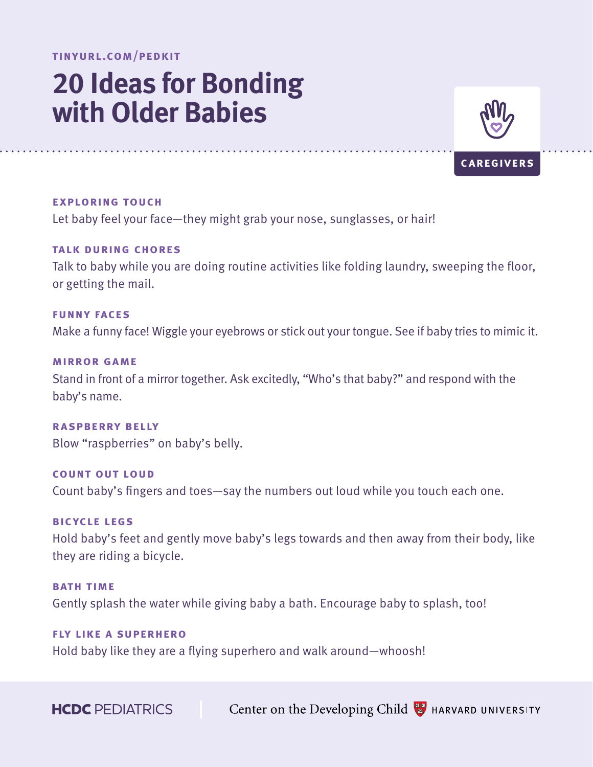TINYURL.COM/PEDKIT

# 20 Ideas for Bonding with Older Babies

CAREGIVERS

### EXPLORING TOUCH

Let baby feel your face—they might grab your nose, sunglasses, or hair!

### TALK DURING CHORES

Talk to baby while you are doing routine activities like folding laundry, sweeping the floor, or getting the mail.

### FUNNY FACES

Make a funny face! Wiggle your eyebrows or stick out your tongue. See if baby tries to mimic it.

### MIRROR GAME

Stand in front of a mirror together. Ask excitedly, "Who's that baby?" and respond with the baby's name.

### RASPBERRY BELLY

Blow "raspberries" on baby's belly.

### COUNT OUT LOUD

Count baby's fingers and toes—say the numbers out loud while you touch each one.

### BICYCLE LEGS

Hold baby's feet and gently move baby's legs towards and then away from their body, like they are riding a bicycle.

### BATH TIME

Gently splash the water while giving baby a bath. Encourage baby to splash, too!

### FLY LIKE A SUPERHERO

Hold baby like they are a flying superhero and walk around—whoosh!

HCDC PEDIATRICS | Center on the Developing Child HARVARD UNIVERSITY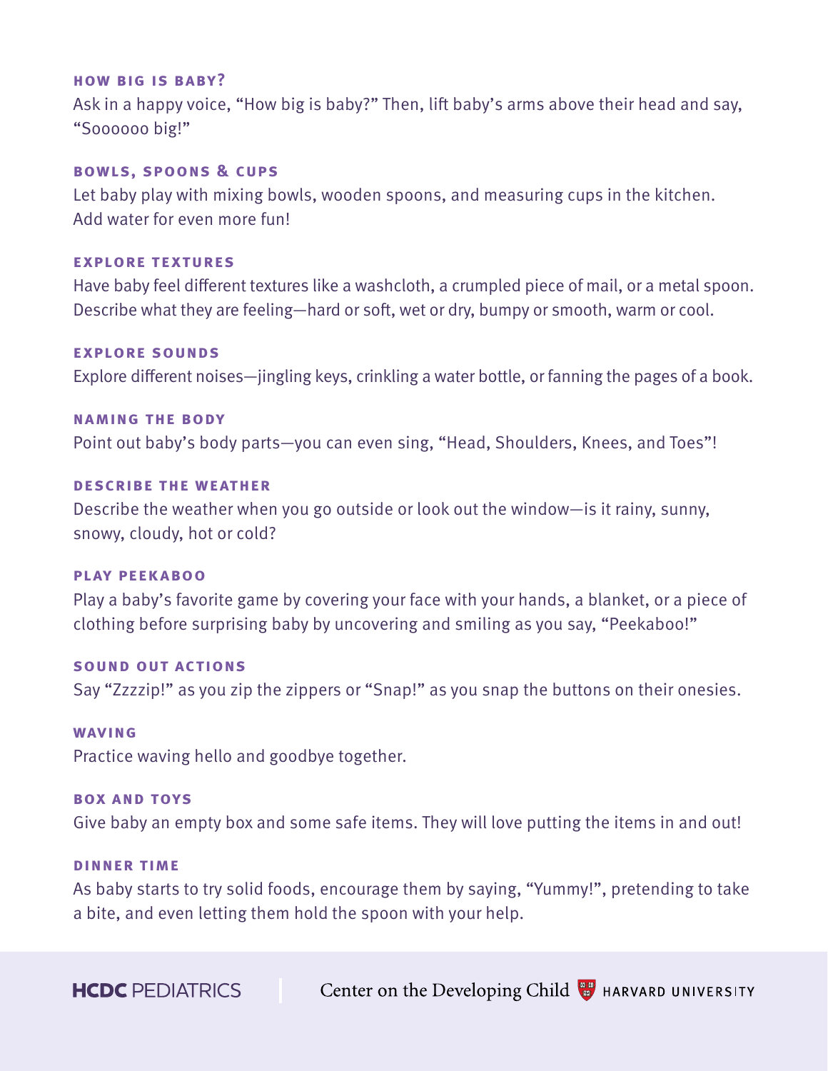### HOW BIG IS BABY?

Ask in a happy voice, "How big is baby?" Then, lift baby's arms above their head and say, "Soooooo big!"

### BOWLS, SPOONS & CUPS

Let baby play with mixing bowls, wooden spoons, and measuring cups in the kitchen. Add water for even more fun!

### EXPLORE TEXTURES

Have baby feel different textures like a washcloth, a crumpled piece of mail, or a metal spoon. Describe what they are feeling—hard or soft, wet or dry, bumpy or smooth, warm or cool.

### EXPLORE SOUNDS

Explore different noises—jingling keys, crinkling a water bottle, or fanning the pages of a book.

### NAMING THE BODY

Point out baby's body parts—you can even sing, "Head, Shoulders, Knees, and Toes"!

### DESCRIBE THE WEATHER

Describe the weather when you go outside or look out the window—is it rainy, sunny, snowy, cloudy, hot or cold?

### PLAY PEEKABOO

Play a baby's favorite game by covering your face with your hands, a blanket, or a piece of clothing before surprising baby by uncovering and smiling as you say, "Peekaboo!"

### SOUND OUT ACTIONS

Say "Zzzzip!" as you zip the zippers or "Snap!" as you snap the buttons on their onesies.

### WAVING

Practice waving hello and goodbye together.

### BOX AND TOYS

Give baby an empty box and some safe items. They will love putting the items in and out!

### DINNER TIME

As baby starts to try solid foods, encourage them by saying, "Yummy!", pretending to take a bite, and even letting them hold the spoon with your help.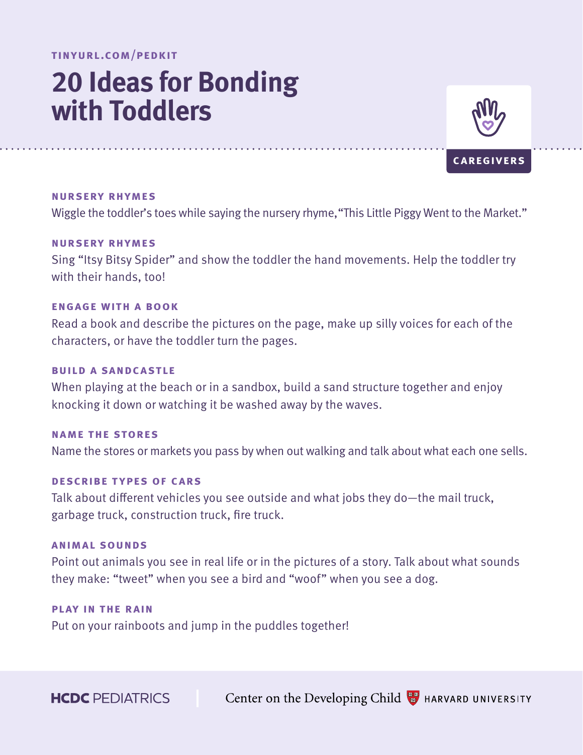TINYURL.COM/PEDKIT

# 20 Ideas for Bonding with Toddlers

CAREGIVERS

### NURSERY RHYMES

Wiggle the toddler's toes while saying the nursery rhyme, "This Little Piggy Went to the Market."

### NURSERY RHYMES

Sing "Itsy Bitsy Spider" and show the toddler the hand movements. Help the toddler try with their hands, too!

### ENGAGE WITH A BOOK

Read a book and describe the pictures on the page, make up silly voices for each of the characters, or have the toddler turn the pages.

### BUILD A SANDCASTLE

When playing at the beach or in a sandbox, build a sand structure together and enjoy knocking it down or watching it be washed away by the waves.

### NAME THE STORES

Name the stores or markets you pass by when out walking and talk about what each one sells.

### DESCRIBE TYPES OF CARS

Talk about different vehicles you see outside and what jobs they do—the mail truck, garbage truck, construction truck, fire truck.

### ANIMAL SOUNDS

Point out animals you see in real life or in the pictures of a story. Talk about what sounds they make: "tweet" when you see a bird and "woof" when you see a dog.

### PLAY IN THE RAIN

Put on your rainboots and jump in the puddles together!

HCDC PEDIATRICS | Center on the Developing Child HARVARD UNIVERSITY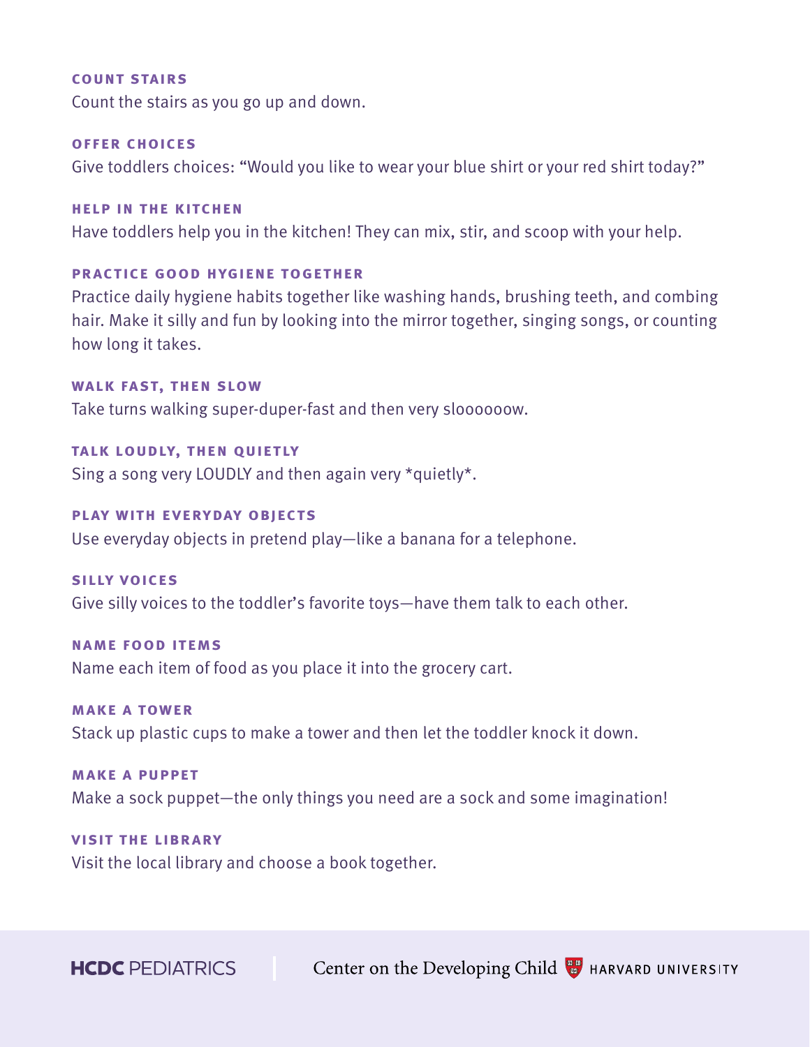### COUNT STAIRS
Count the stairs as you go up and down.

### OFFER CHOICES
Give toddlers choices: "Would you like to wear your blue shirt or your red shirt today?"

### HELP IN THE KITCHEN
Have toddlers help you in the kitchen! They can mix, stir, and scoop with your help.

### PRACTICE GOOD HYGIENE TOGETHER
Practice daily hygiene habits together like washing hands, brushing teeth, and combing hair. Make it silly and fun by looking into the mirror together, singing songs, or counting how long it takes.

### WALK FAST, THEN SLOW
Take turns walking super-duper-fast and then very slooooow.

### TALK LOUDLY, THEN QUIETLY
Sing a song very LOUDLY and then again very *quietly*.

### PLAY WITH EVERYDAY OBJECTS
Use everyday objects in pretend play—like a banana for a telephone.

### SILLY VOICES
Give silly voices to the toddler's favorite toys—have them talk to each other.

### NAME FOOD ITEMS
Name each item of food as you place it into the grocery cart.

### MAKE A TOWER
Stack up plastic cups to make a tower and then let the toddler knock it down.

### MAKE A PUPPET
Make a sock puppet—the only things you need are a sock and some imagination!

### VISIT THE LIBRARY
Visit the local library and choose a book together.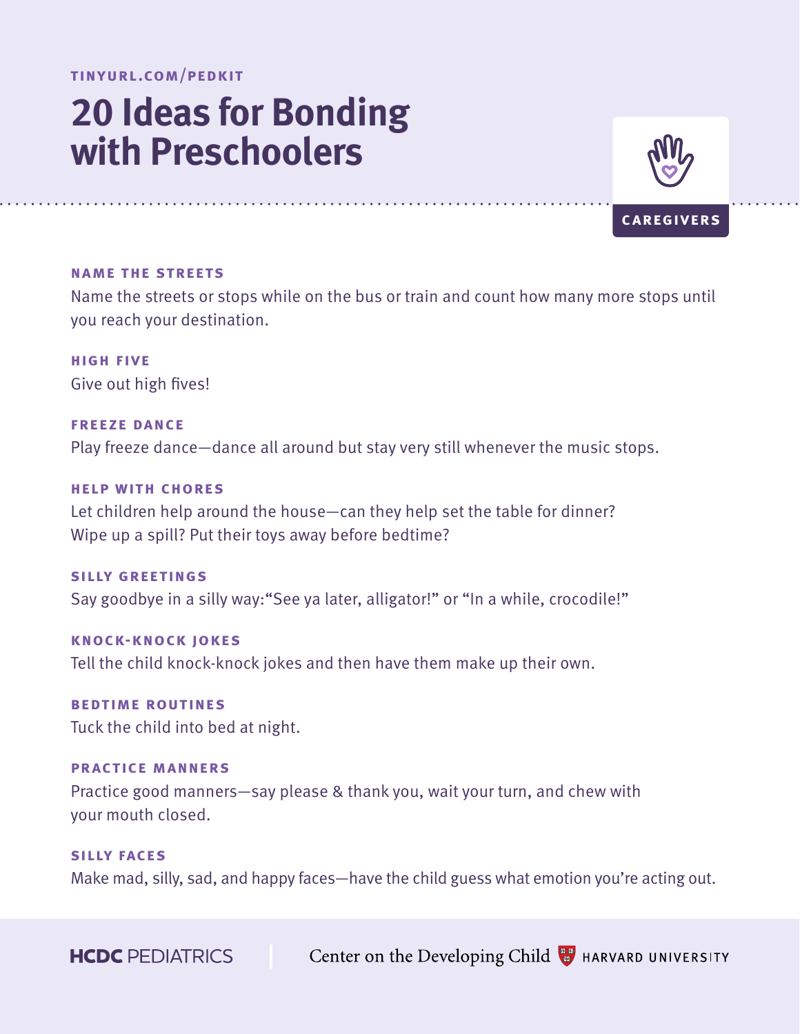TINYURL.COM/PEDKIT

# 20 Ideas for Bonding with Preschoolers

CAREGIVERS

### NAME THE STREETS

Name the streets or stops while on the bus or train and count how many more stops until you reach your destination.

### HIGH FIVE

Give out high fives!

### FREEZE DANCE

Play freeze dance—dance all around but stay very still whenever the music stops.

### HELP WITH CHORES

Let children help around the house—can they help set the table for dinner? Wipe up a spill? Put their toys away before bedtime?

### SILLY GREETINGS

Say goodbye in a silly way:"See ya later, alligator!" or "In a while, crocodile!"

### KNOCK-KNOCK JOKES

Tell the child knock-knock jokes and then have them make up their own.

### BEDTIME ROUTINES

Tuck the child into bed at night.

### PRACTICE MANNERS

Practice good manners—say please & thank you, wait your turn, and chew with your mouth closed.

### SILLY FACES

Make mad, silly, sad, and happy faces—have the child guess what emotion you're acting out.

HCDC PEDIATRICS | Center on the Developing Child HARVARD UNIVERSITY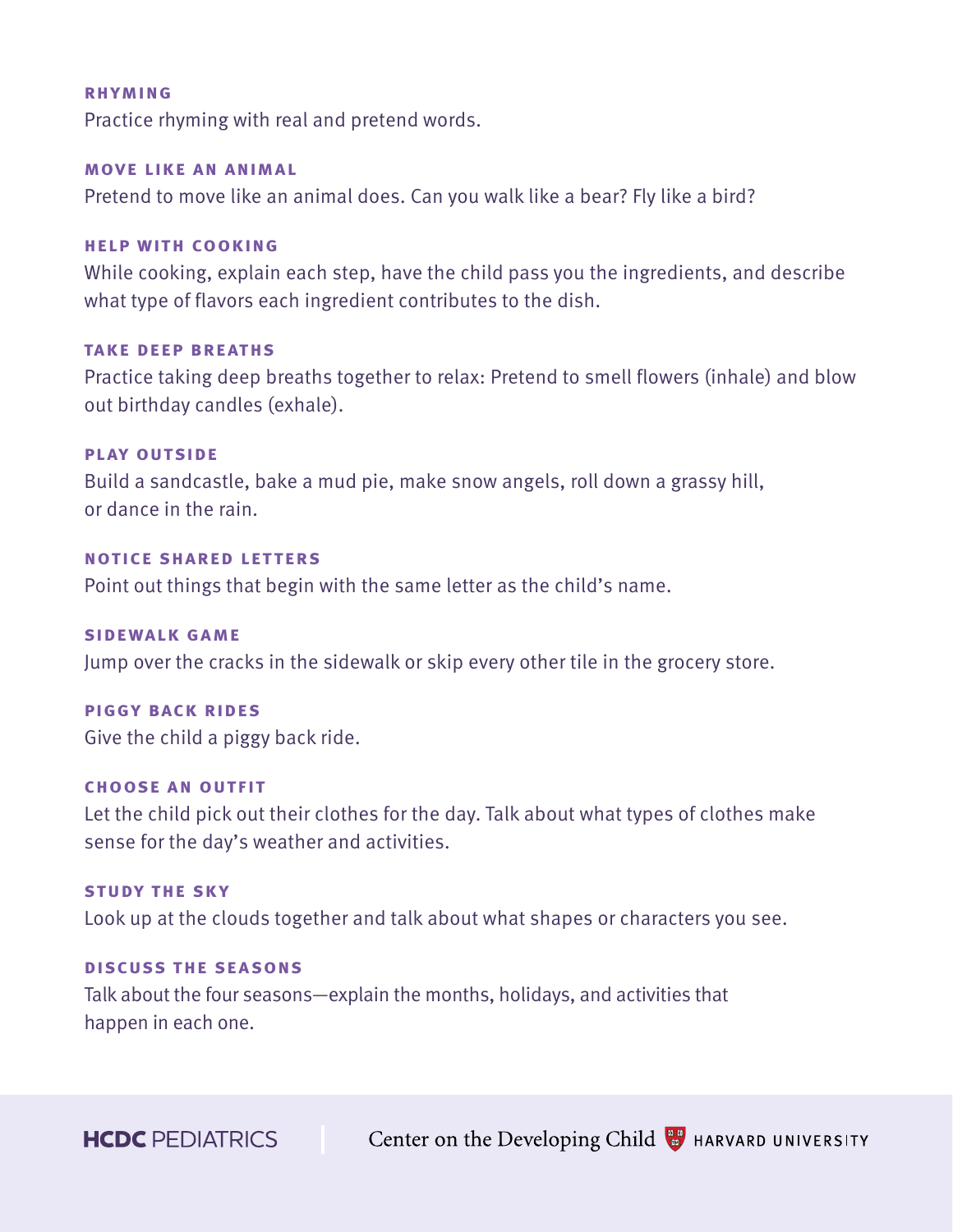### RHYMING

Practice rhyming with real and pretend words.

### MOVE LIKE AN ANIMAL

Pretend to move like an animal does. Can you walk like a bear? Fly like a bird?

### HELP WITH COOKING

While cooking, explain each step, have the child pass you the ingredients, and describe what type of flavors each ingredient contributes to the dish.

### TAKE DEEP BREATHS

Practice taking deep breaths together to relax: Pretend to smell flowers (inhale) and blow out birthday candles (exhale).

### PLAY OUTSIDE

Build a sandcastle, bake a mud pie, make snow angels, roll down a grassy hill, or dance in the rain.

### NOTICE SHARED LETTERS

Point out things that begin with the same letter as the child's name.

### SIDEWALK GAME

Jump over the cracks in the sidewalk or skip every other tile in the grocery store.

### PIGGY BACK RIDES

Give the child a piggy back ride.

### CHOOSE AN OUTFIT

Let the child pick out their clothes for the day. Talk about what types of clothes make sense for the day's weather and activities.

### STUDY THE SKY

Look up at the clouds together and talk about what shapes or characters you see.

### DISCUSS THE SEASONS

Talk about the four seasons—explain the months, holidays, and activities that happen in each one.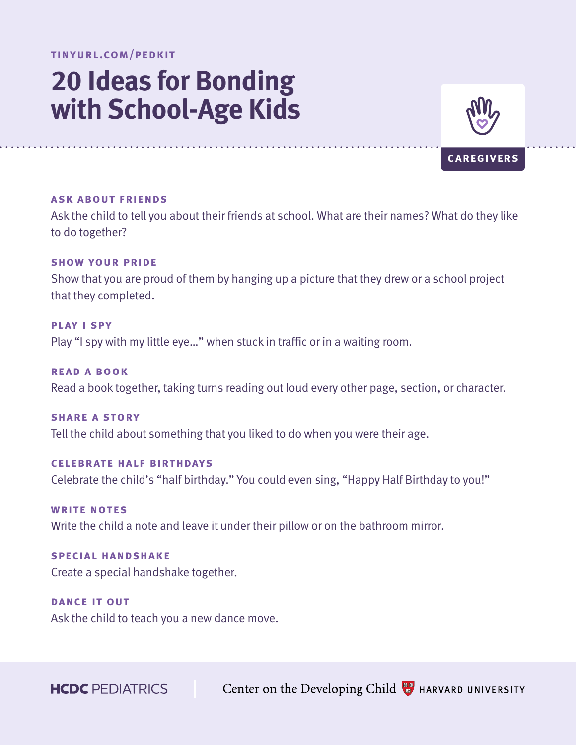TINYURL.COM/PEDKIT

# 20 Ideas for Bonding with School-Age Kids

CAREGIVERS

### ASK ABOUT FRIENDS

Ask the child to tell you about their friends at school. What are their names? What do they like to do together?

### SHOW YOUR PRIDE

Show that you are proud of them by hanging up a picture that they drew or a school project that they completed.

### PLAY I SPY

Play "I spy with my little eye…" when stuck in traffic or in a waiting room.

### READ A BOOK

Read a book together, taking turns reading out loud every other page, section, or character.

### SHARE A STORY

Tell the child about something that you liked to do when you were their age.

### CELEBRATE HALF BIRTHDAYS

Celebrate the child's "half birthday." You could even sing, "Happy Half Birthday to you!"

### WRITE NOTES

Write the child a note and leave it under their pillow or on the bathroom mirror.

### SPECIAL HANDSHAKE

Create a special handshake together.

### DANCE IT OUT

Ask the child to teach you a new dance move.

HCDC PEDIATRICS | Center on the Developing Child HARVARD UNIVERSITY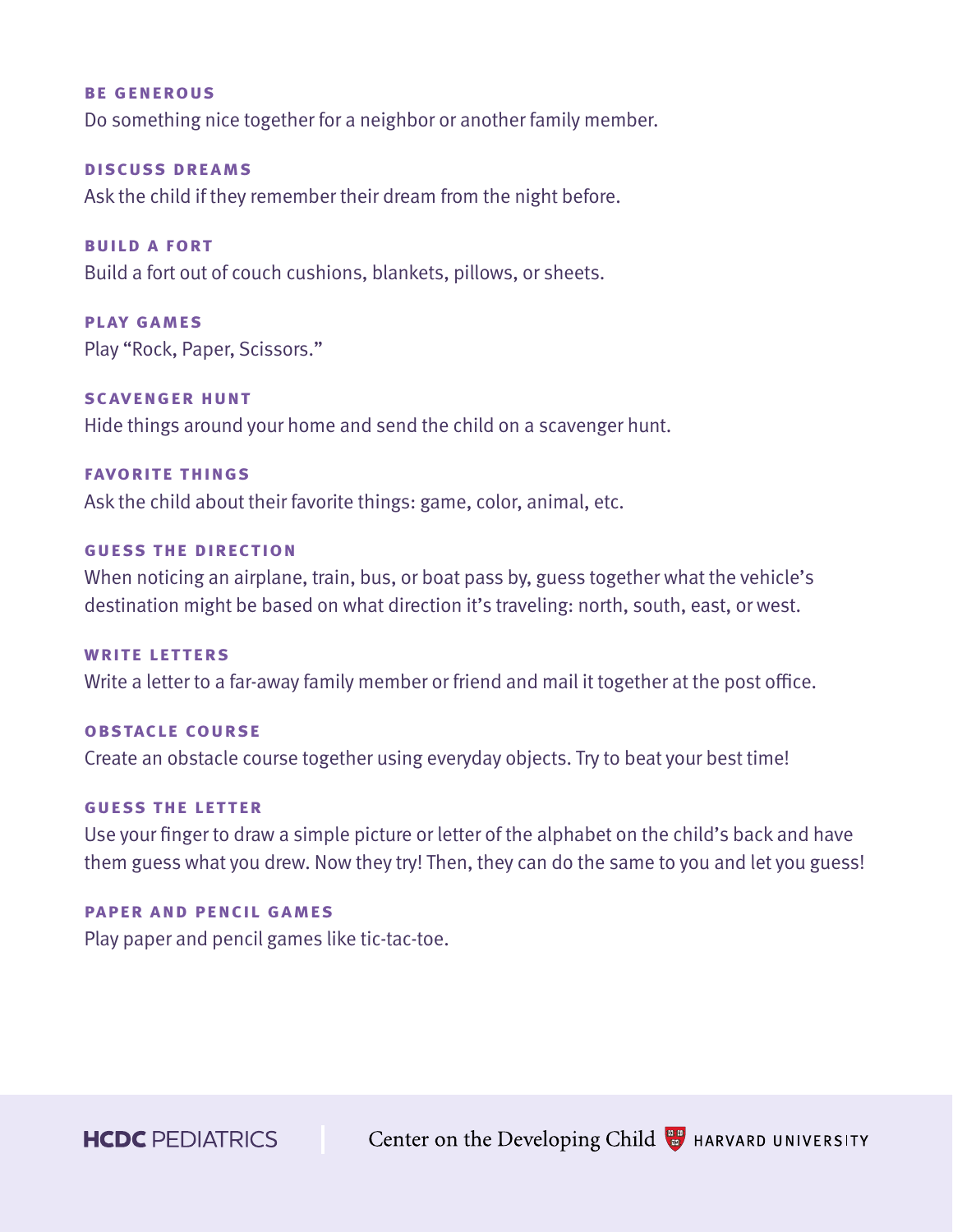### BE GENEROUS

Do something nice together for a neighbor or another family member.

### DISCUSS DREAMS

Ask the child if they remember their dream from the night before.

### BUILD A FORT

Build a fort out of couch cushions, blankets, pillows, or sheets.

### PLAY GAMES

Play "Rock, Paper, Scissors."

### SCAVENGER HUNT

Hide things around your home and send the child on a scavenger hunt.

### FAVORITE THINGS

Ask the child about their favorite things: game, color, animal, etc.

### GUESS THE DIRECTION

When noticing an airplane, train, bus, or boat pass by, guess together what the vehicle's destination might be based on what direction it's traveling: north, south, east, or west.

### WRITE LETTERS

Write a letter to a far-away family member or friend and mail it together at the post office.

### OBSTACLE COURSE

Create an obstacle course together using everyday objects. Try to beat your best time!

### GUESS THE LETTER

Use your finger to draw a simple picture or letter of the alphabet on the child's back and have them guess what you drew. Now they try! Then, they can do the same to you and let you guess!

### PAPER AND PENCIL GAMES

Play paper and pencil games like tic-tac-toe.

HCDC PEDIATRICS | Center on the Developing Child HARVARD UNIVERSITY